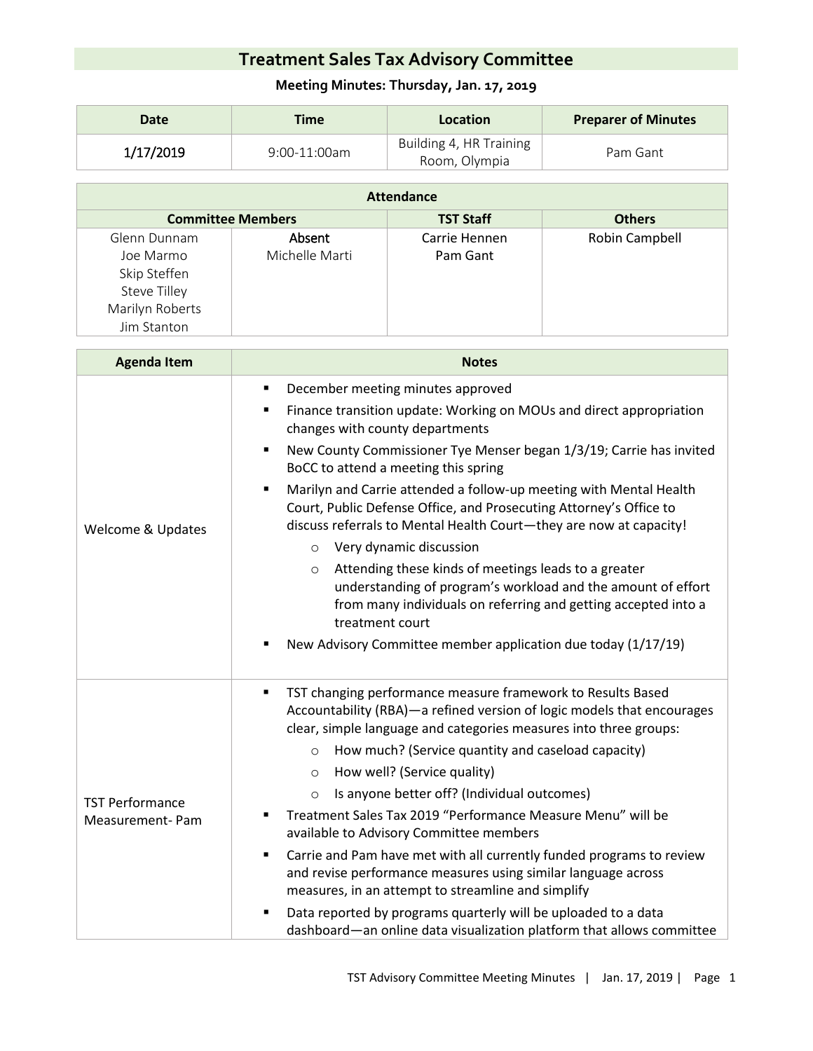# Treatment Sales Tax Advisory Committee

### Meeting Minutes: Thursday, Jan. 17, 2019

| Date | Time | Location | Preparer of Minutes |
|---|---|---|---|
| 1/17/2019 | 9:00-11:00am | Building 4, HR Training Room, Olympia | Pam Gant |

| Attendance | | | |
|---|---|---|---|
| **Committee Members** | | **TST Staff** | **Others** |
| Glenn Dunnam<br>Joe Marmo<br>Skip Steffen<br>Steve Tilley<br>Marilyn Roberts<br>Jim Stanton | **Absent**<br>Michelle Marti | Carrie Hennen<br>Pam Gant | Robin Campbell |

| Agenda Item | Notes |
|---|---|
| Welcome & Updates | ▪ December meeting minutes approved<br>▪ Finance transition update: Working on MOUs and direct appropriation changes with county departments<br>▪ New County Commissioner Tye Menser began 1/3/19; Carrie has invited BoCC to attend a meeting this spring<br>▪ Marilyn and Carrie attended a follow-up meeting with Mental Health Court, Public Defense Office, and Prosecuting Attorney's Office to discuss referrals to Mental Health Court—they are now at capacity!<br>&nbsp;&nbsp;&nbsp;&nbsp;o Very dynamic discussion<br>&nbsp;&nbsp;&nbsp;&nbsp;o Attending these kinds of meetings leads to a greater understanding of program's workload and the amount of effort from many individuals on referring and getting accepted into a treatment court<br>▪ New Advisory Committee member application due today (1/17/19) |
| TST Performance Measurement- Pam | ▪ TST changing performance measure framework to Results Based Accountability (RBA)—a refined version of logic models that encourages clear, simple language and categories measures into three groups:<br>&nbsp;&nbsp;&nbsp;&nbsp;o How much? (Service quantity and caseload capacity)<br>&nbsp;&nbsp;&nbsp;&nbsp;o How well? (Service quality)<br>&nbsp;&nbsp;&nbsp;&nbsp;o Is anyone better off? (Individual outcomes)<br>▪ Treatment Sales Tax 2019 "Performance Measure Menu" will be available to Advisory Committee members<br>▪ Carrie and Pam have met with all currently funded programs to review and revise performance measures using similar language across measures, in an attempt to streamline and simplify<br>▪ Data reported by programs quarterly will be uploaded to a data dashboard—an online data visualization platform that allows committee |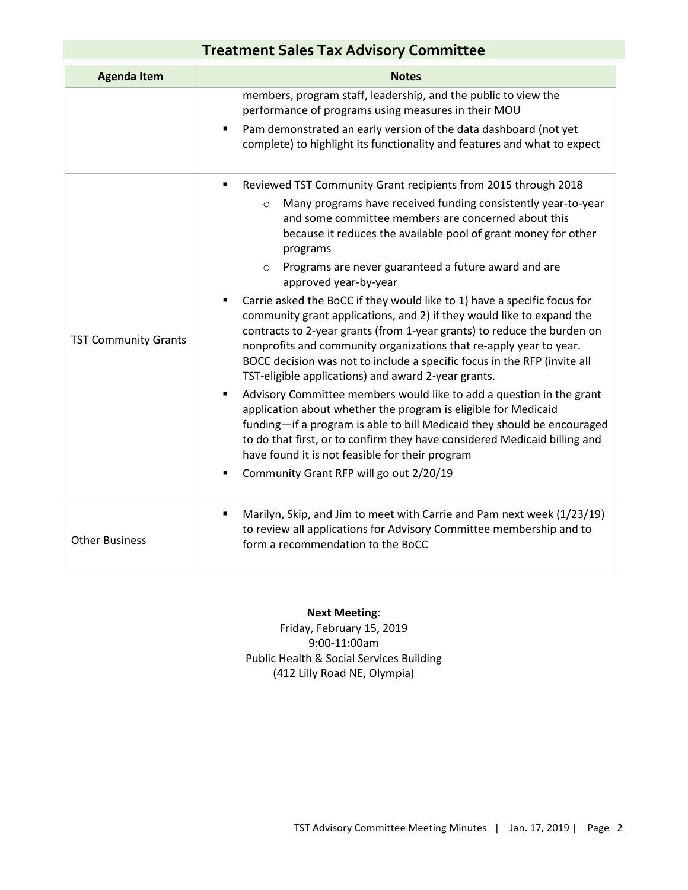# Treatment Sales Tax Advisory Committee

| Agenda Item | Notes |
| --- | --- |
| | members, program staff, leadership, and the public to view the performance of programs using measures in their MOU<br>▪ Pam demonstrated an early version of the data dashboard (not yet complete) to highlight its functionality and features and what to expect |
| TST Community Grants | ▪ Reviewed TST Community Grant recipients from 2015 through 2018<br>&nbsp;&nbsp;&nbsp;&nbsp;○ Many programs have received funding consistently year-to-year and some committee members are concerned about this because it reduces the available pool of grant money for other programs<br>&nbsp;&nbsp;&nbsp;&nbsp;○ Programs are never guaranteed a future award and are approved year-by-year<br>▪ Carrie asked the BoCC if they would like to 1) have a specific focus for community grant applications, and 2) if they would like to expand the contracts to 2-year grants (from 1-year grants) to reduce the burden on nonprofits and community organizations that re-apply year to year. BOCC decision was not to include a specific focus in the RFP (invite all TST-eligible applications) and award 2-year grants.<br>▪ Advisory Committee members would like to add a question in the grant application about whether the program is eligible for Medicaid funding—if a program is able to bill Medicaid they should be encouraged to do that first, or to confirm they have considered Medicaid billing and have found it is not feasible for their program<br>▪ Community Grant RFP will go out 2/20/19 |
| Other Business | ▪ Marilyn, Skip, and Jim to meet with Carrie and Pam next week (1/23/19) to review all applications for Advisory Committee membership and to form a recommendation to the BoCC |

**Next Meeting**:
Friday, February 15, 2019
9:00-11:00am
Public Health & Social Services Building
(412 Lilly Road NE, Olympia)